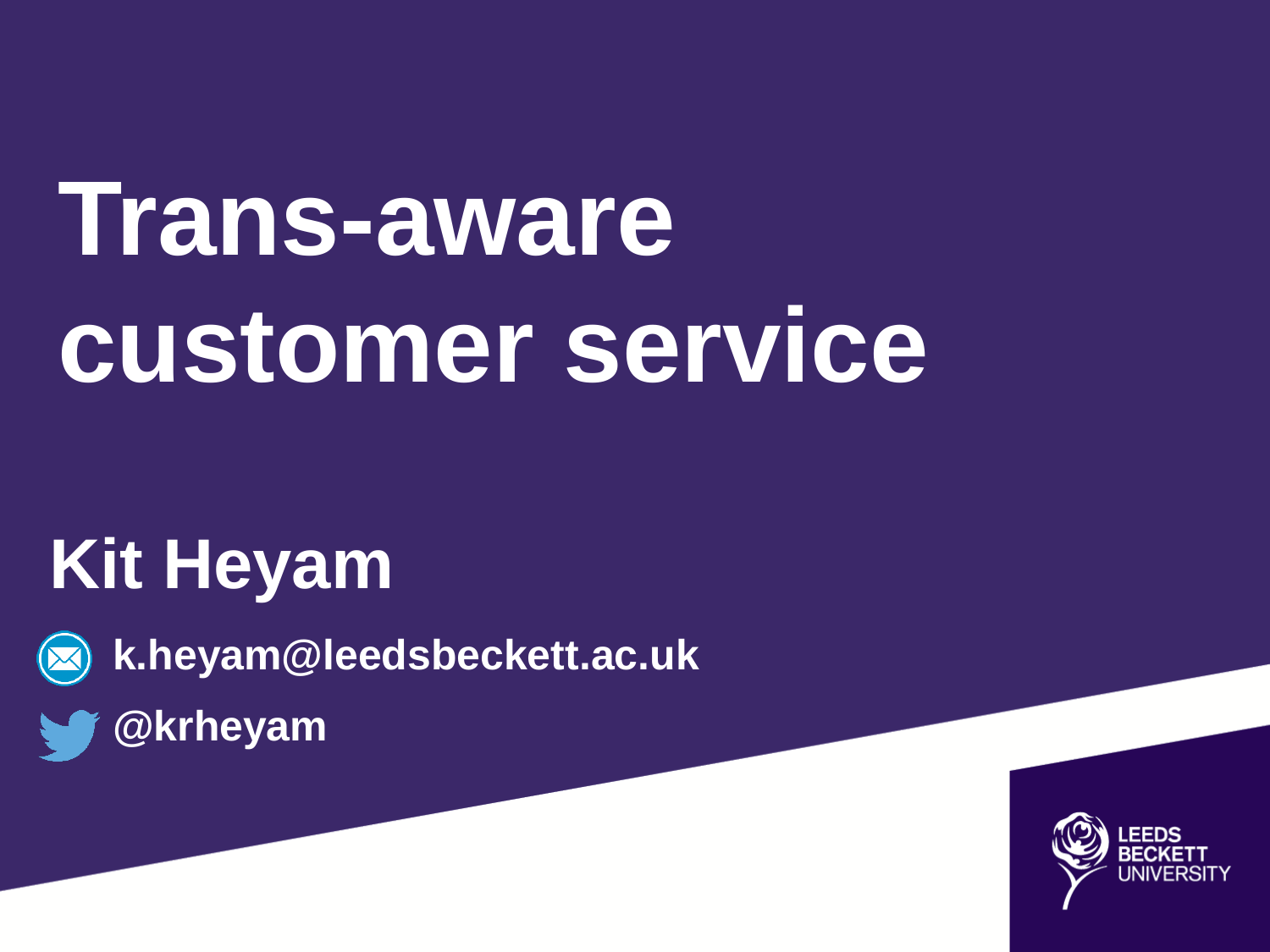# Trans-aware customer service

## Kit Heyam

k.heyam@leedsbeckett.ac.uk

@krheyam

LEEDS BECKETT UNIVERSITY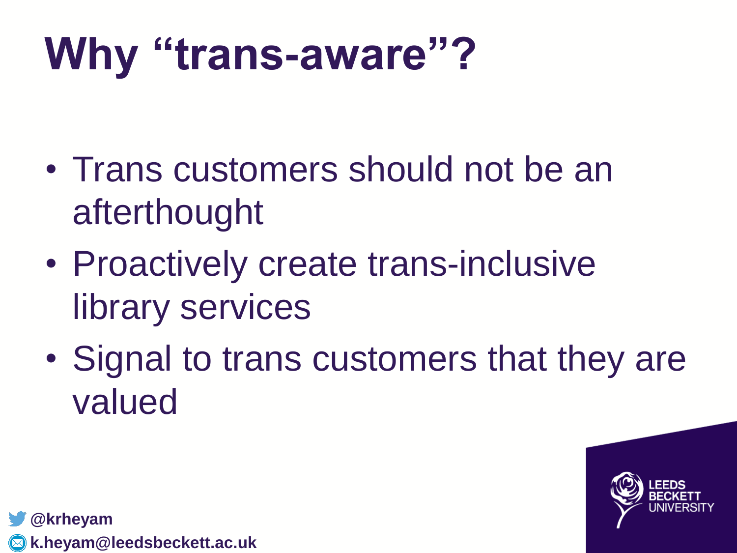# Why "trans-aware"?

- Trans customers should not be an afterthought
- Proactively create trans-inclusive library services
- Signal to trans customers that they are valued

@krheyam
k.heyam@leedsbeckett.ac.uk

LEEDS BECKETT UNIVERSITY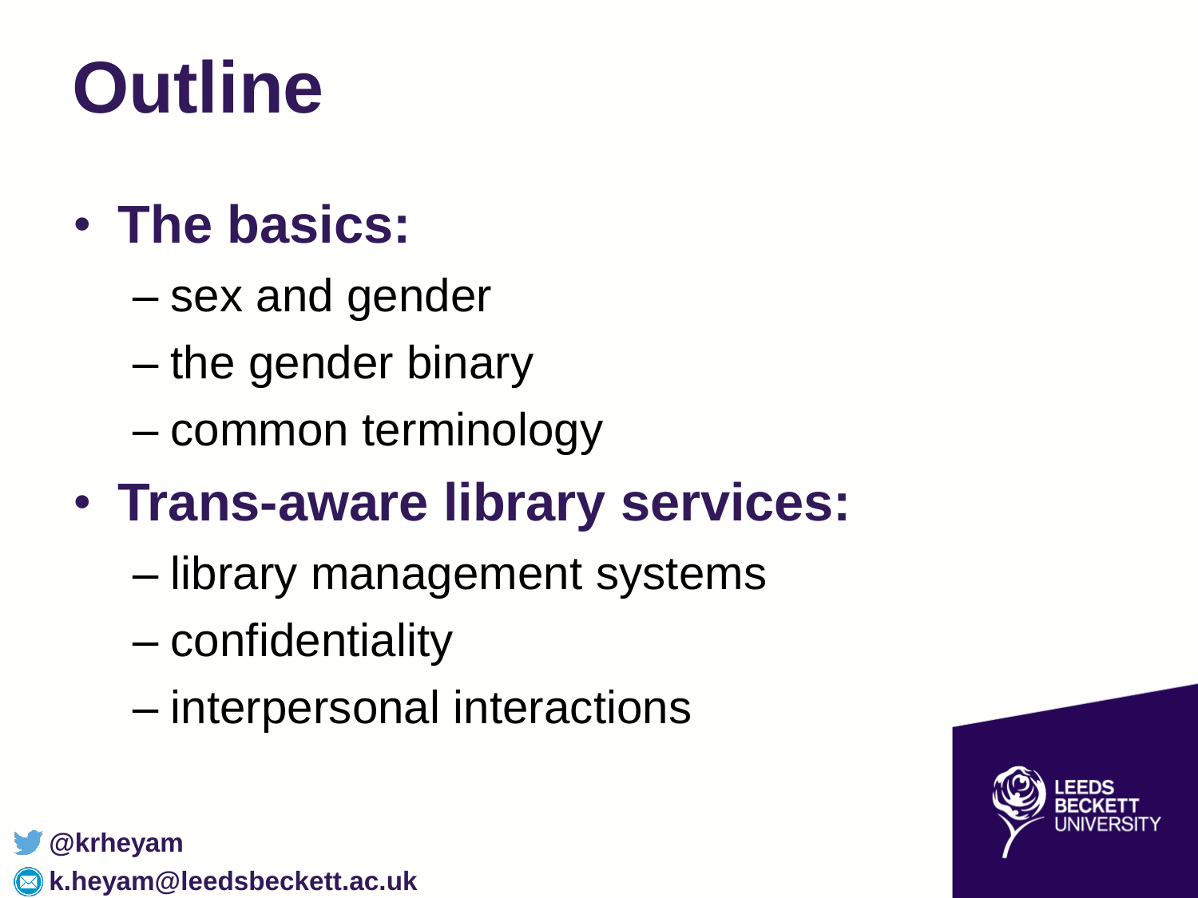# Outline

- **The basics:**
  - sex and gender
  - the gender binary
  - common terminology
- **Trans-aware library services:**
  - library management systems
  - confidentiality
  - interpersonal interactions

**@krheyam**

**k.heyam@leedsbeckett.ac.uk**

LEEDS BECKETT UNIVERSITY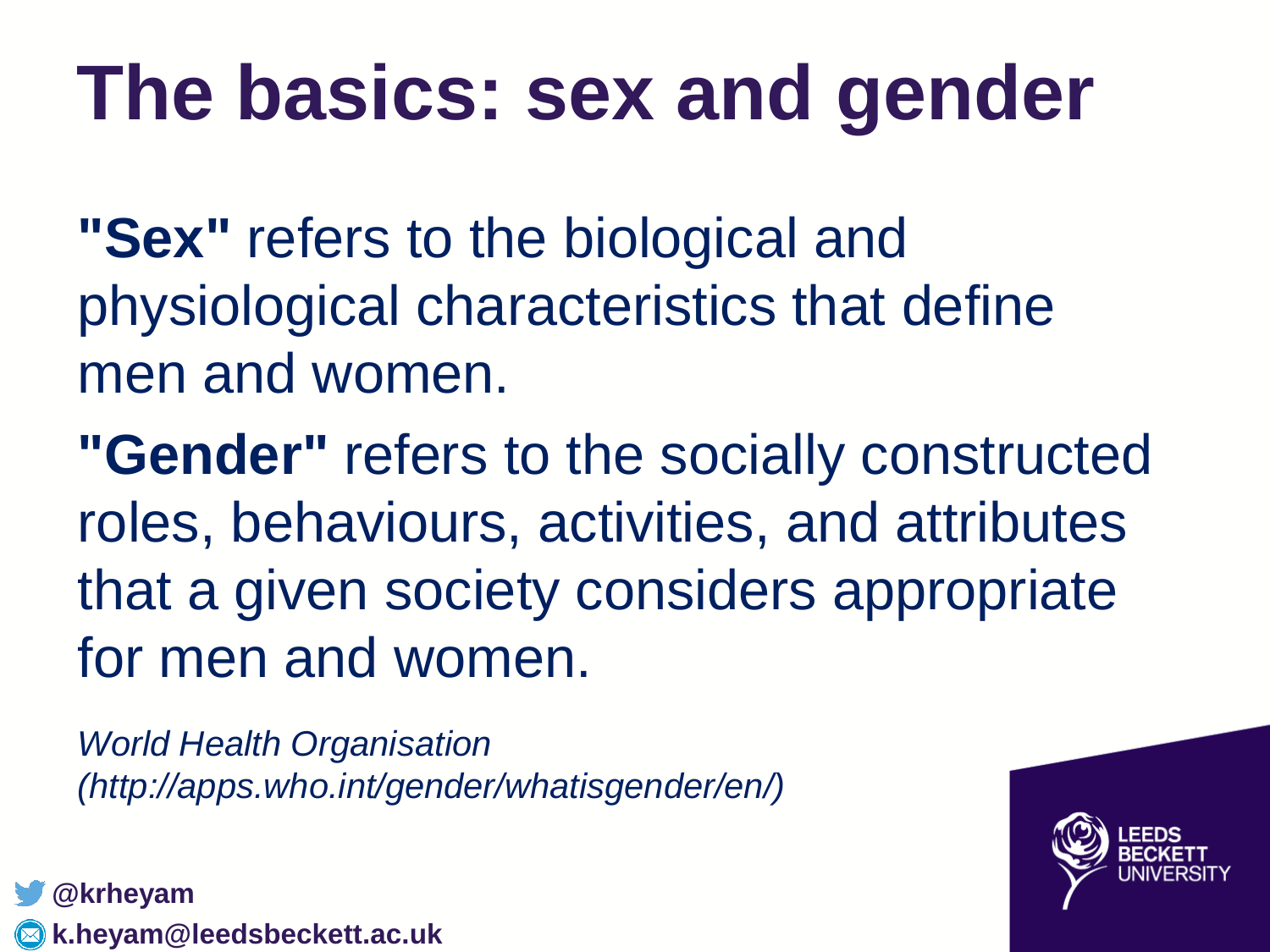# The basics: sex and gender

**"Sex"** refers to the biological and physiological characteristics that define men and women.

**"Gender"** refers to the socially constructed roles, behaviours, activities, and attributes that a given society considers appropriate for men and women.

*World Health Organisation (http://apps.who.int/gender/whatisgender/en/)*

**@krheyam**

**k.heyam@leedsbeckett.ac.uk**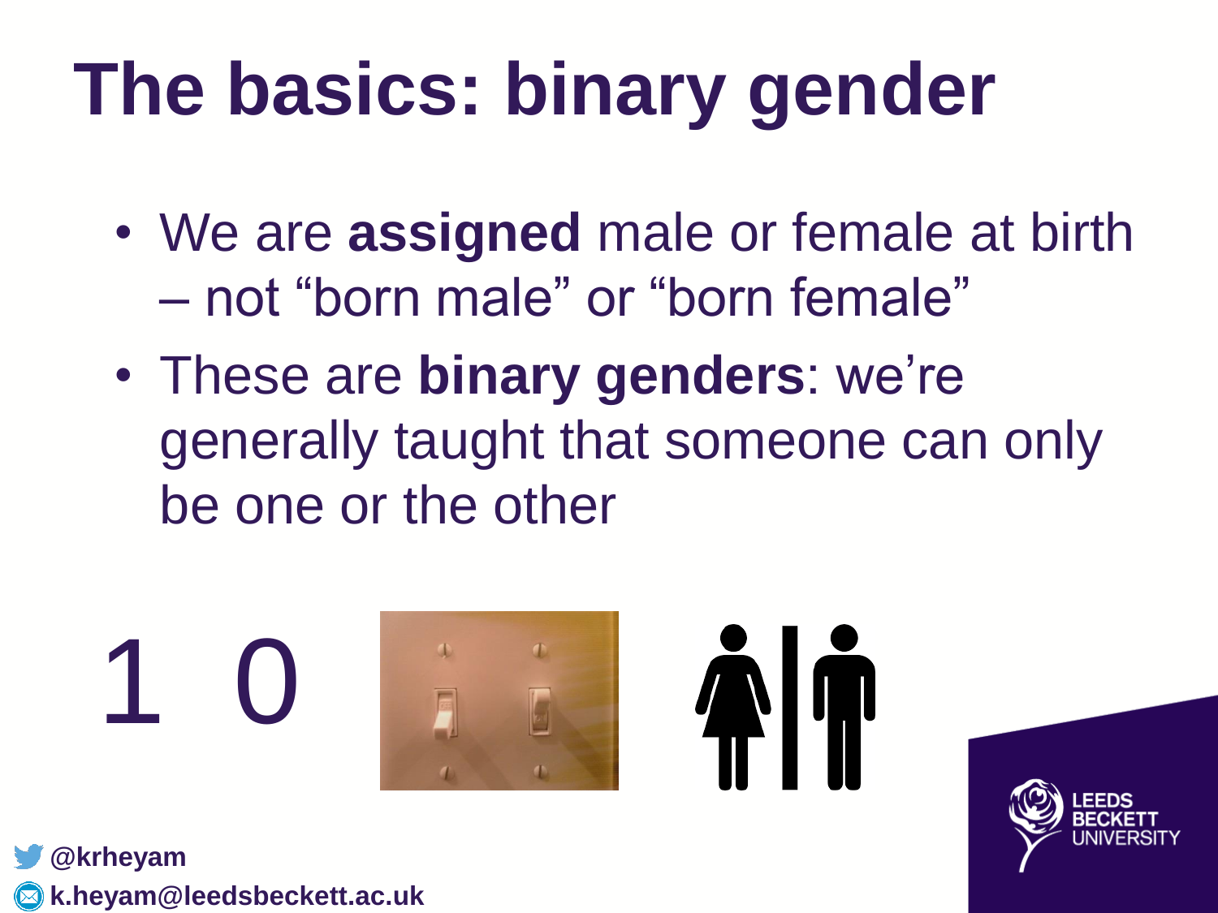# The basics: binary gender

- We are **assigned** male or female at birth – not “born male” or “born female”
- These are **binary genders**: we’re generally taught that someone can only be one or the other

1 0

@krheyam
k.heyam@leedsbeckett.ac.uk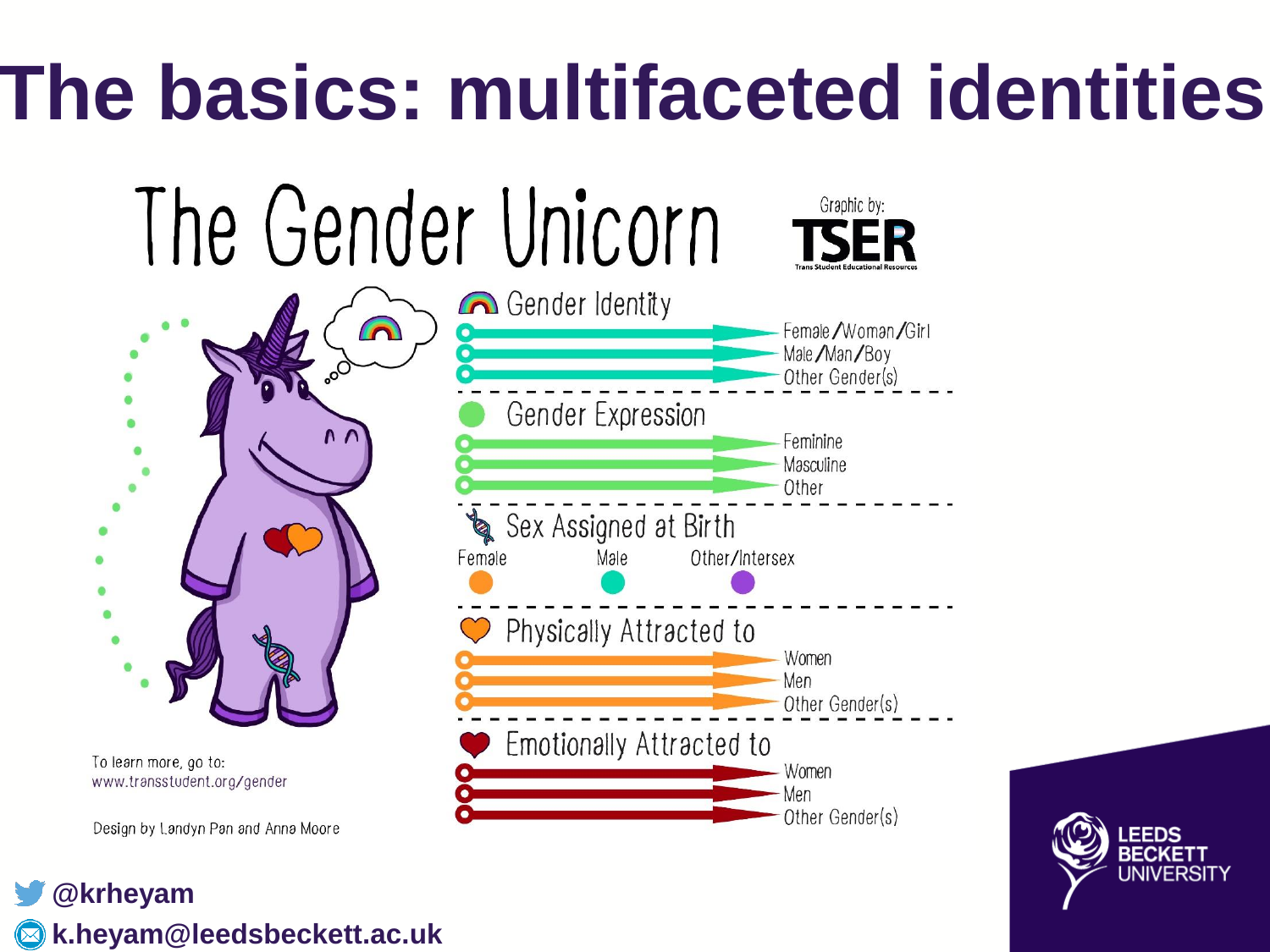# The basics: multifaceted identities

## The Gender Unicorn

Graphic by: TSER
Trans Student Educational Resources

**Gender Identity**
- Female/Woman/Girl
- Male/Man/Boy
- Other Gender(s)

**Gender Expression**
- Feminine
- Masculine
- Other

**Sex Assigned at Birth**
- Female
- Male
- Other/Intersex

**Physically Attracted to**
- Women
- Men
- Other Gender(s)

**Emotionally Attracted to**
- Women
- Men
- Other Gender(s)

To learn more, go to:
www.transstudent.org/gender

Design by Landyn Pan and Anna Moore

**@krheyam**

**k.heyam@leedsbeckett.ac.uk**

LEEDS BECKETT UNIVERSITY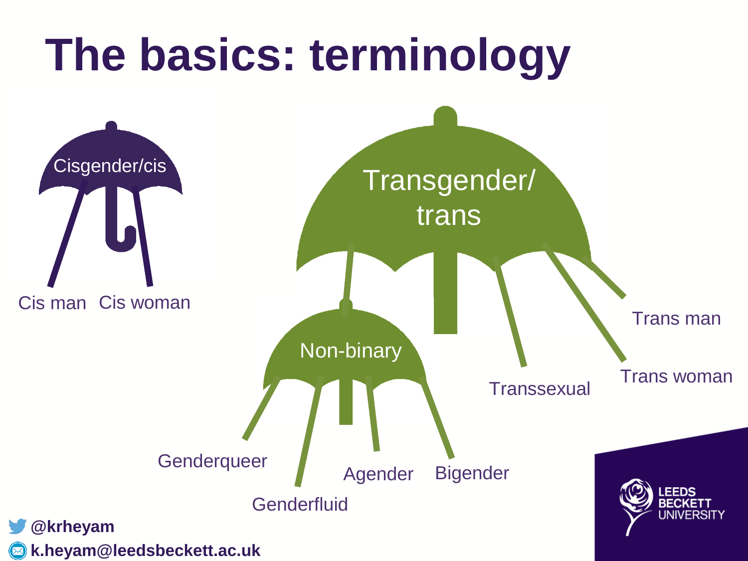# The basics: terminology

Cisgender/cis

- Cis man
- Cis woman

Transgender/ trans

- Non-binary
  - Genderqueer
  - Genderfluid
  - Agender
  - Bigender
- Transsexual
- Trans woman
- Trans man

@krheyam

k.heyam@leedsbeckett.ac.uk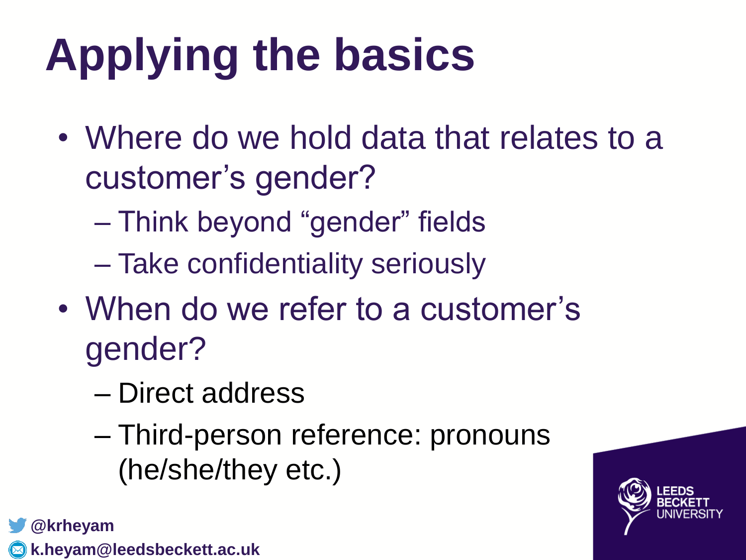# Applying the basics

- Where do we hold data that relates to a customer's gender?
  - Think beyond "gender" fields
  - Take confidentiality seriously
- When do we refer to a customer's gender?
  - Direct address
  - Third-person reference: pronouns (he/she/they etc.)

@krheyam
k.heyam@leedsbeckett.ac.uk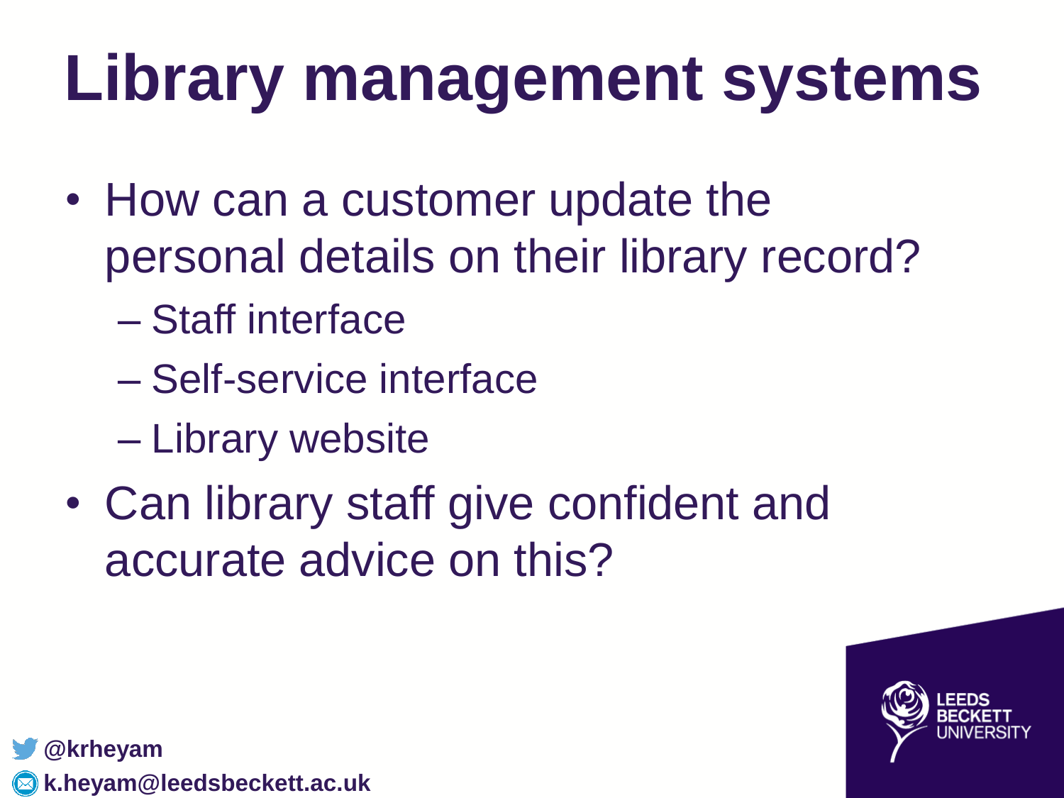# Library management systems

- How can a customer update the personal details on their library record?
  - Staff interface
  - Self-service interface
  - Library website
- Can library staff give confident and accurate advice on this?

@krheyam
k.heyam@leedsbeckett.ac.uk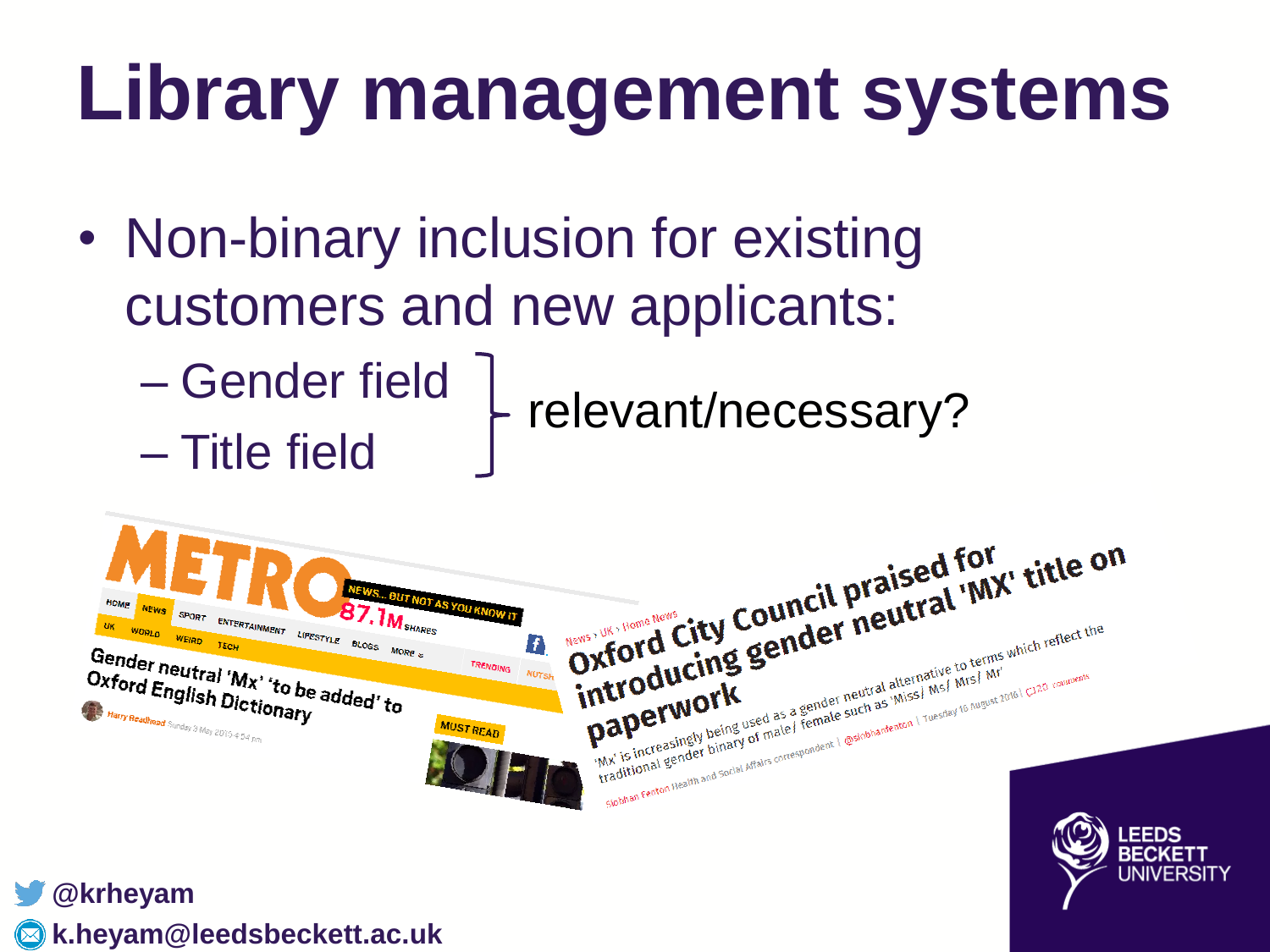# Library management systems

- Non-binary inclusion for existing customers and new applicants:
  - Gender field
  - Title field

  } relevant/necessary?

METRO

Gender neutral 'Mx' 'to be added' to Oxford English Dictionary

News › UK › Home News

Oxford City Council praised for introducing gender neutral 'MX' title on paperwork

'Mx' is increasingly being used as a gender neutral alternative to terms which reflect the traditional gender binary of male/ female such as 'Miss/ Ms/ Mrs/ Mr'

@krheyam

k.heyam@leedsbeckett.ac.uk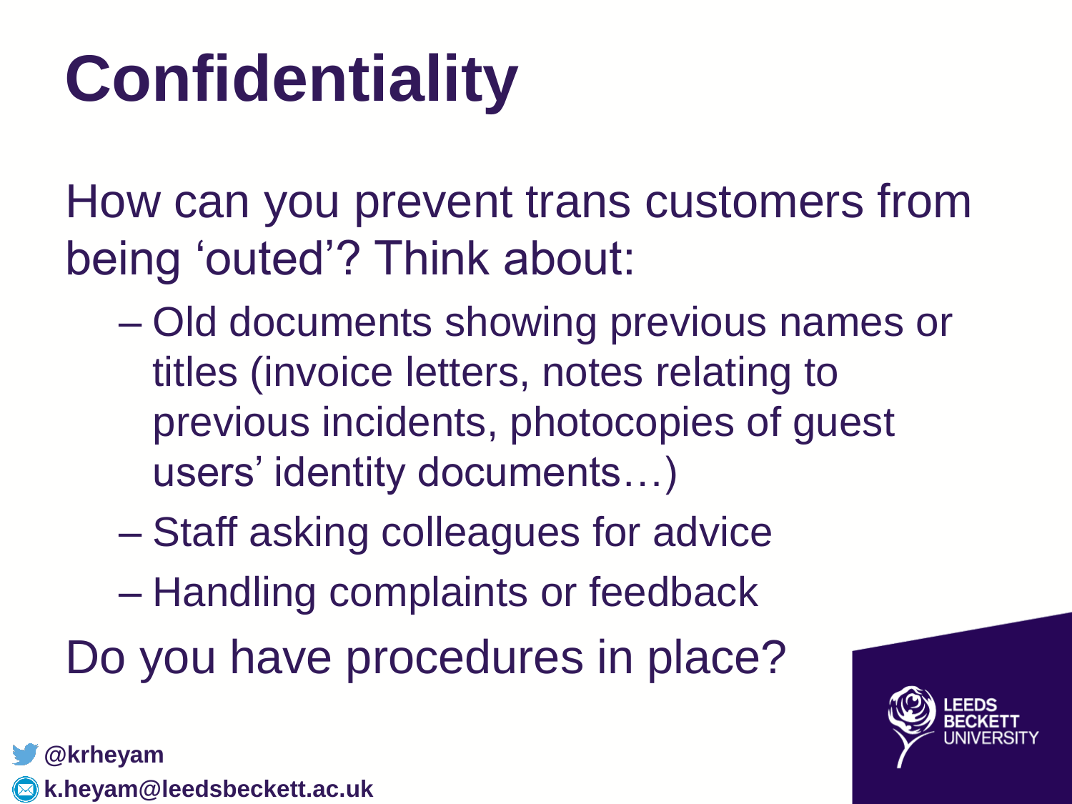# Confidentiality

How can you prevent trans customers from being 'outed'? Think about:

- Old documents showing previous names or titles (invoice letters, notes relating to previous incidents, photocopies of guest users' identity documents…)
- Staff asking colleagues for advice
- Handling complaints or feedback

Do you have procedures in place?

@krheyam
k.heyam@leedsbeckett.ac.uk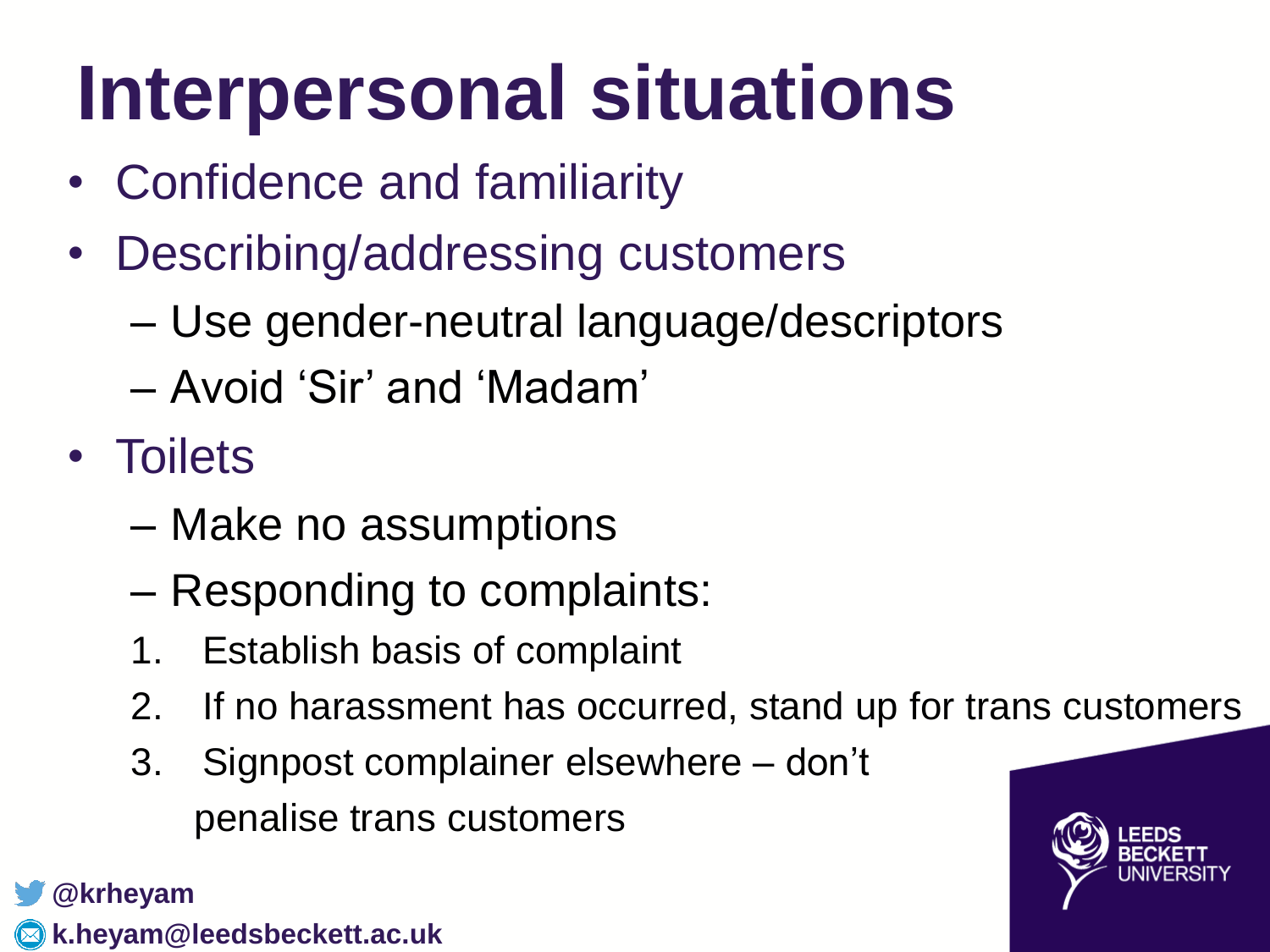# Interpersonal situations

- Confidence and familiarity
- Describing/addressing customers
  - Use gender-neutral language/descriptors
  - Avoid 'Sir' and 'Madam'
- Toilets
  - Make no assumptions
  - Responding to complaints:
    1. Establish basis of complaint
    2. If no harassment has occurred, stand up for trans customers
    3. Signpost complainer elsewhere – don't penalise trans customers

@krheyam

k.heyam@leedsbeckett.ac.uk

LEEDS BECKETT UNIVERSITY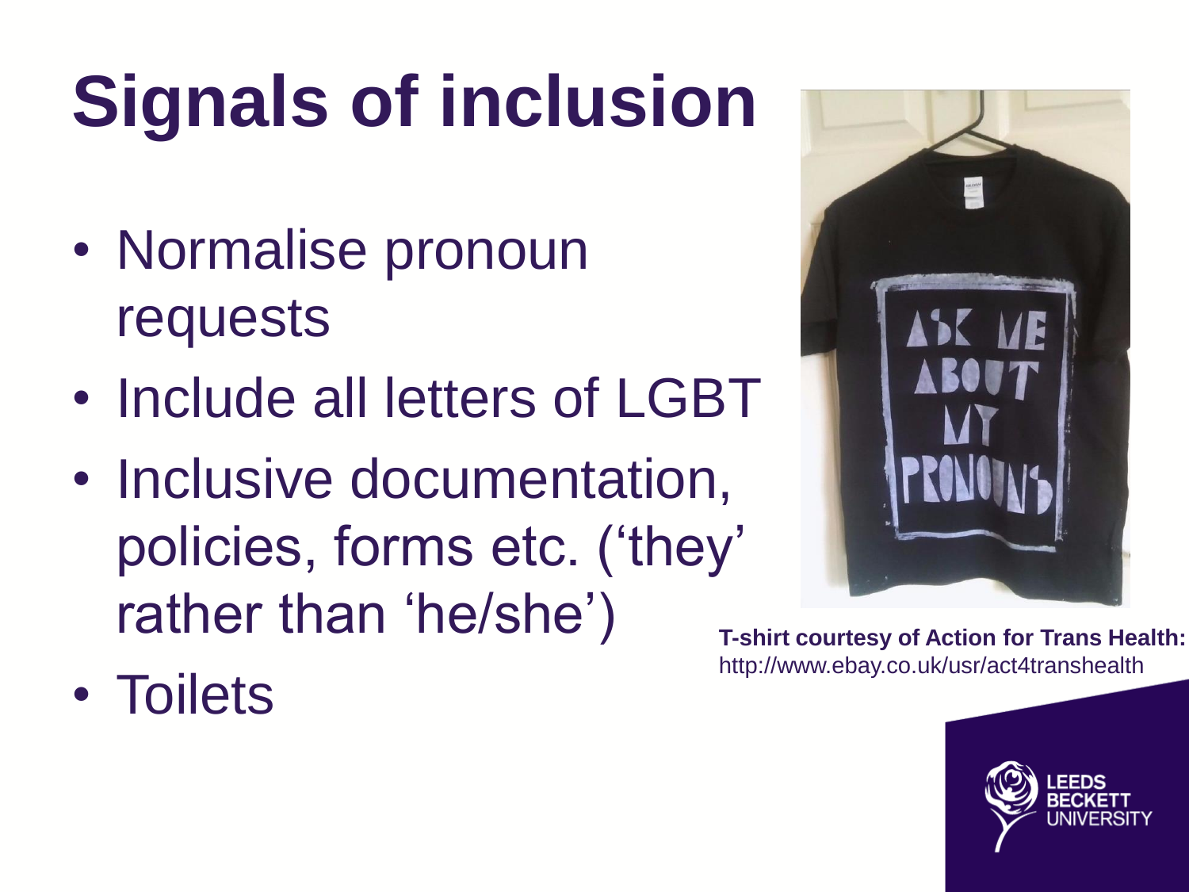# Signals of inclusion

- Normalise pronoun requests
- Include all letters of LGBT
- Inclusive documentation, policies, forms etc. ('they' rather than 'he/she')
- Toilets

**T-shirt courtesy of Action for Trans Health:**
http://www.ebay.co.uk/usr/act4transhealth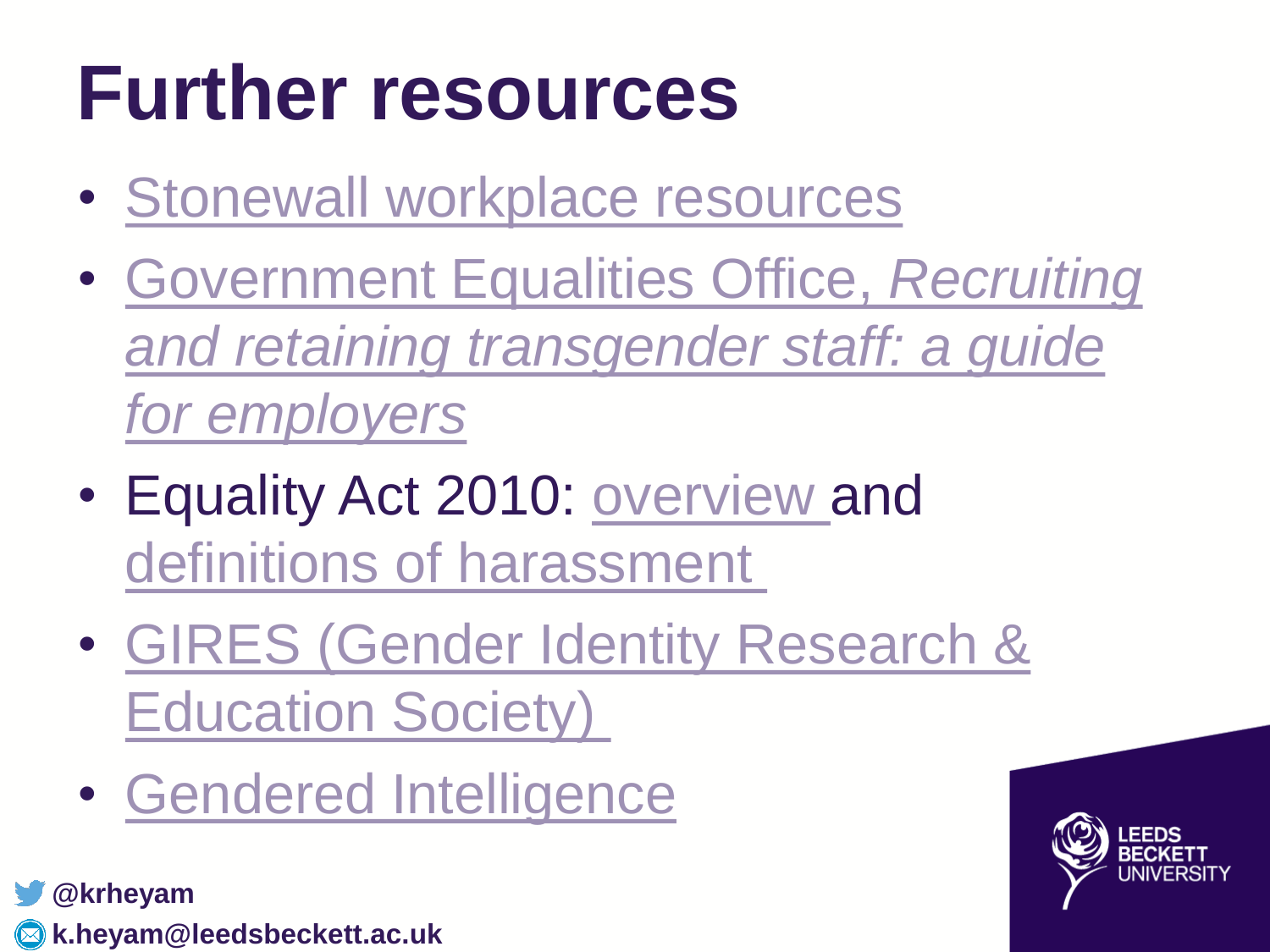# Further resources

- Stonewall workplace resources
- Government Equalities Office, *Recruiting and retaining transgender staff: a guide for employers*
- Equality Act 2010: overview and definitions of harassment
- GIRES (Gender Identity Research & Education Society)
- Gendered Intelligence

**@krheyam**

**k.heyam@leedsbeckett.ac.uk**

LEEDS BECKETT UNIVERSITY